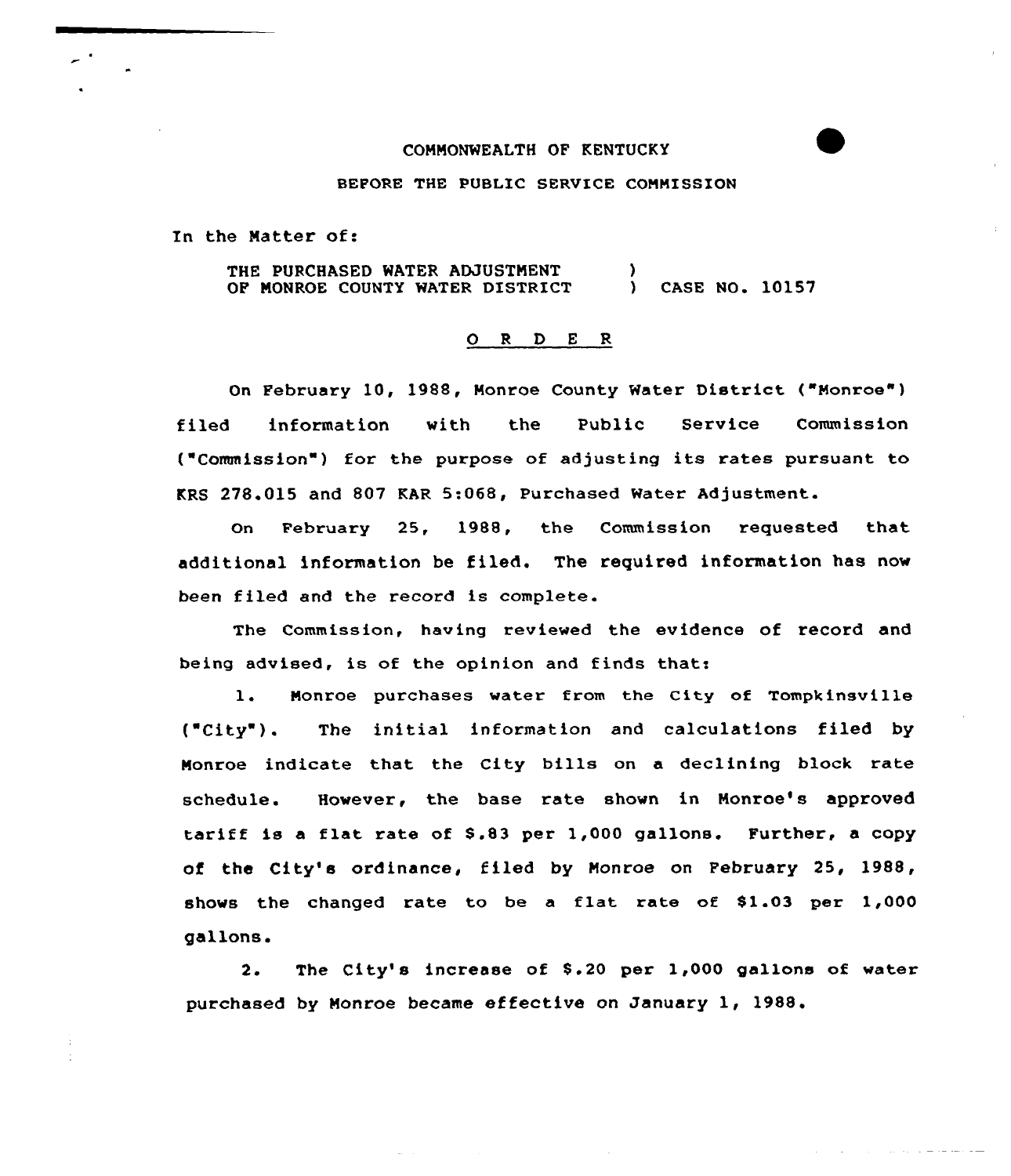COMMONWEALTH OF KENTUCKY

BEFORE THE PUBLIC SERVICE COMMISSION

In the Matter of:

THE PURCHASED WATER ADJUSTMENT OF MONROE COUNTY WATER DISTRICT ) CASE NO. 10157

## O R D E R

On February 10, 1988, Monroe County Water District ("Monroe") filed information with the Public Service Commission ("Commission") for the purpose of adjusting its rates pursuant to KRS 278.015 and 807 KAR 5:068, Purchased Water Adjustment.

On February 25, 1988, the Commission requested that additional information be filed. The required information has now been filed and the record is complete.

The Commission, having reviewed the evidence of record and being advised, is of the opinion and finds that:

1. Monroe purchases water from the City of Tompkinsville ("City"). The initial information and calculations filed by Monroe indicate that the City bills on a declining block rate schedule. However, the base rate shown in Monroe's approved tariff is a flat rate of $.83 per 1,000 gallons. Further, a copy of the City's ordinance, filed by Monroe on February 25, 1988, shows the changed rate to be a flat rate of $1.03 per 1,000 gallons.

2. The City's increase of $.20 per 1,000 gallons of water purchased by Monroe became effective on January 1, 1988.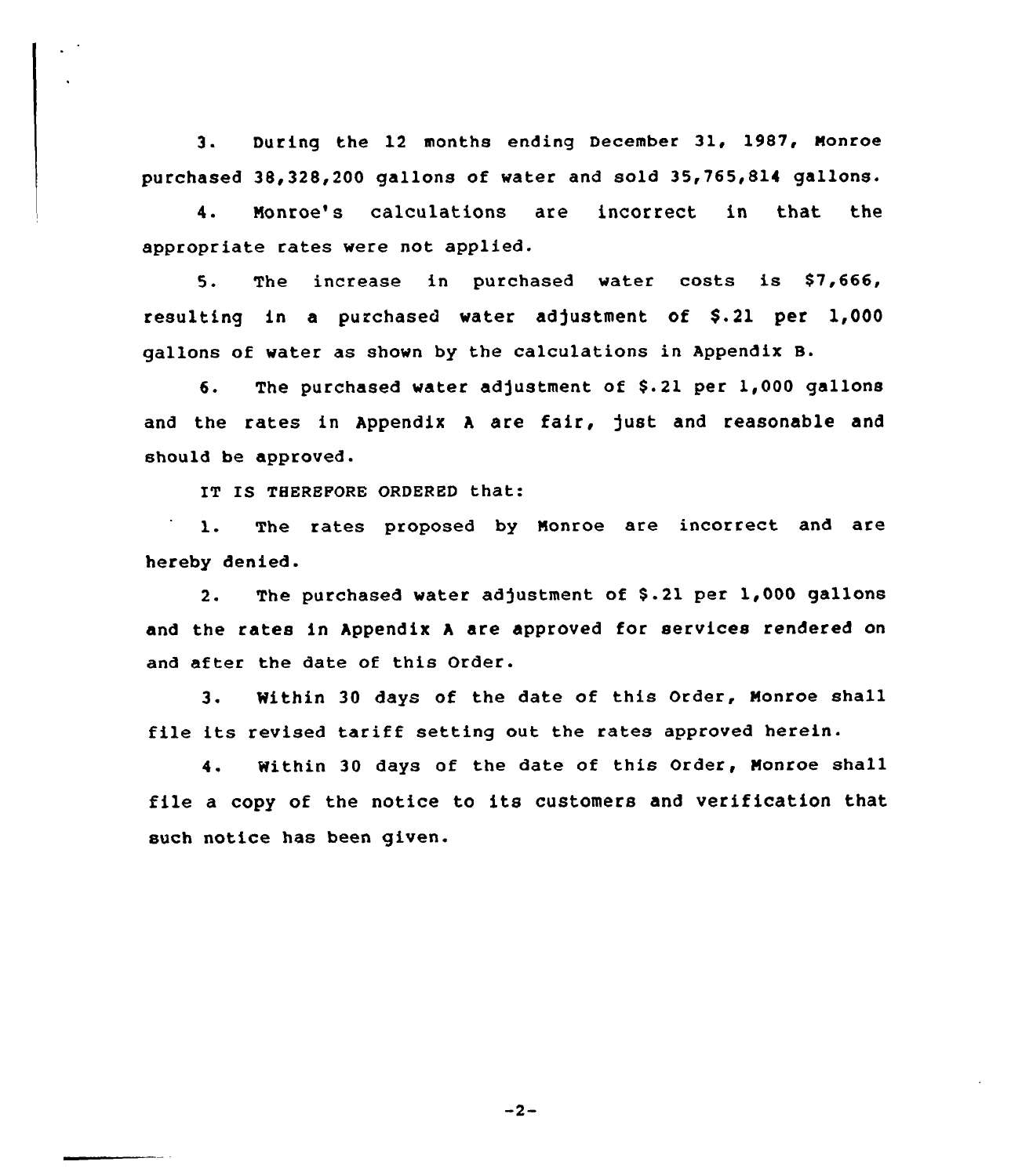3. During the 12 months ending December 31, 1987, Monroe purchased 38,328,200 gallons of water and sold 35,765,814 gallons.

4. Monroe's calculations are incorrect in that the appropriate rates were not applied.

5. The increase in purchased water costs is $7,666, resulting in a purchased water adjustment of $.21 per 1,000 gallons of water as shown by the calculations in Appendix B.

6. The purchased water adjustment of $.21 per 1,000 gallons and the rates in Appendix A are fair, just and reasonable and should be approved.

IT IS THEREFORE ORDERED that:

1. The rates proposed by Monroe are incorrect and are hereby denied.

2. The purchased water adjustment of $.21 per 1,000 gallons and the rates in Appendix A are approved for services rendered on and after the date of this Order.

3. Within 30 days of the date of this Order, Monroe shall file its revised tariff setting out the rates approved herein.

4. Within 30 days of the date of this Order, Monroe shall file a copy of the notice to its customers and verification that such notice has been given.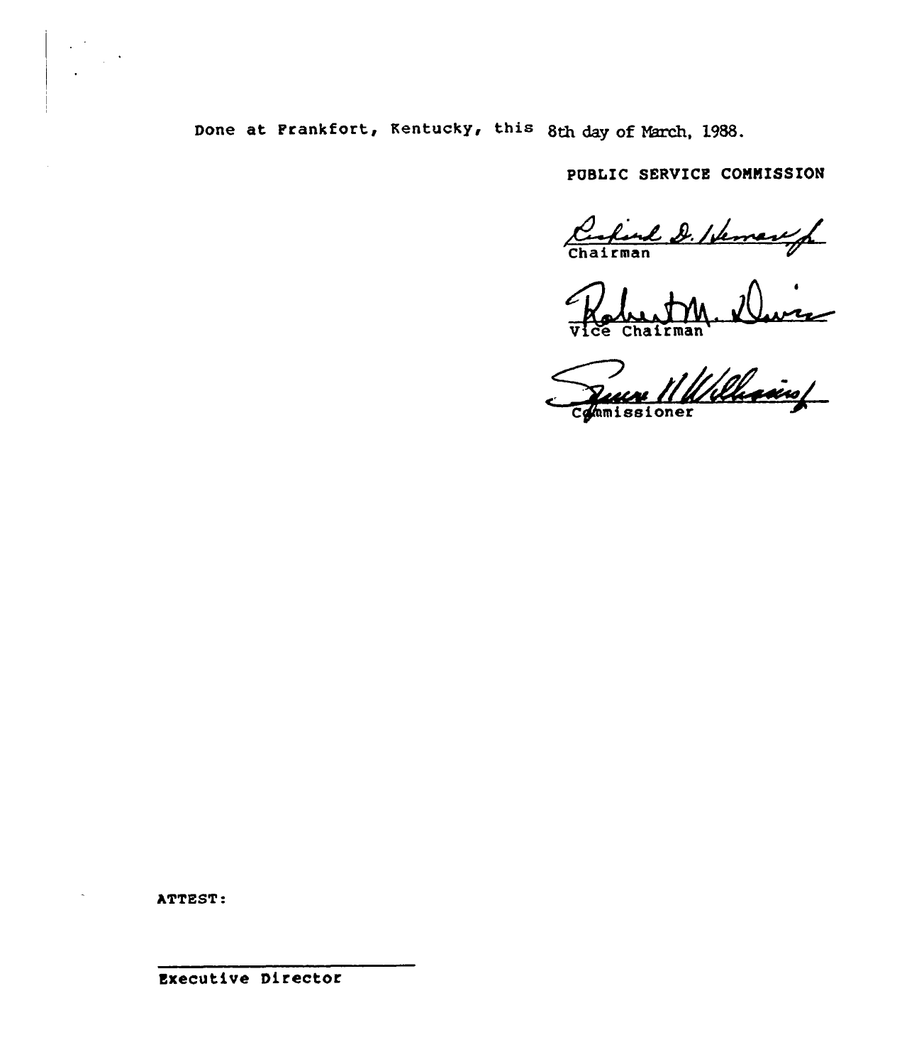Done at Frankfort, Kentucky, this 8th day of March, 1988.

PUBLIC SERVICE COMMISSION

Chairman

Vice Chairman

Commissioner

ATTEST:

Executive Director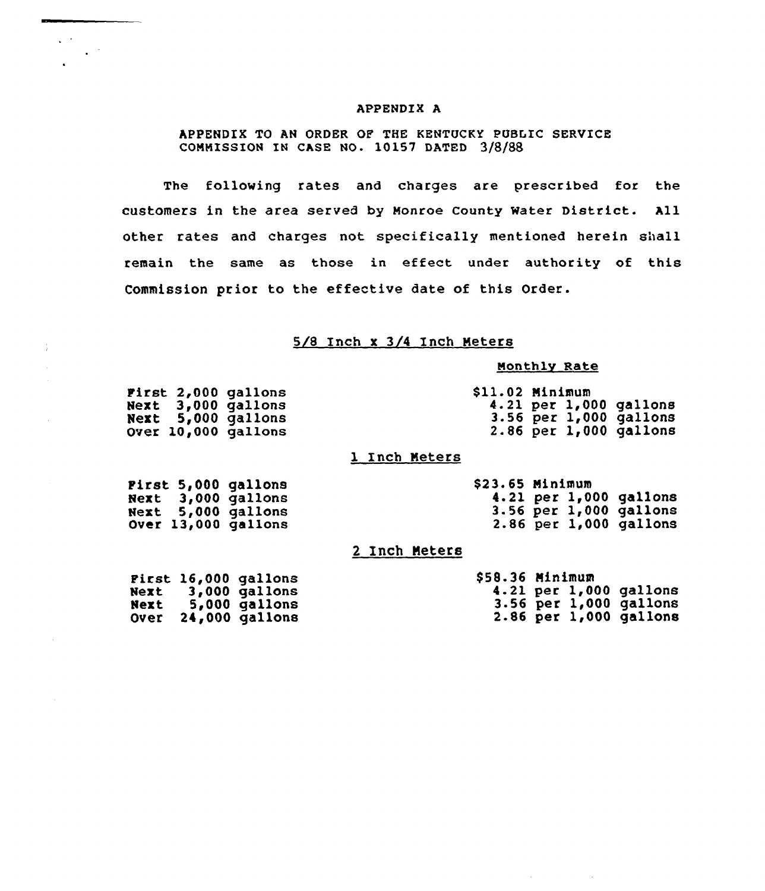# APPENDIX A

APPENDIX TO AN ORDER OF THE KENTUCKY PUBLIC SERVICE COMMISSION IN CASE NO. 10157 DATED 3/8/88

The following rates and charges are prescribed for the customers in the area served by Monroe County Water District. All other rates and charges not specifically mentioned herein shall remain the same as those in effect under authority of this Commission prior to the effective date of this Order.

## 5/8 Inch x 3/4 Inch Meters

| | Monthly Rate |
|---|---|
| First 2,000 gallons | $11.02 Minimum |
| Next 3,000 gallons | 4.21 per 1,000 gallons |
| Next 5,000 gallons | 3.56 per 1,000 gallons |
| Over 10,000 gallons | 2.86 per 1,000 gallons |

## 1 Inch Meters

| | |
|---|---|
| First 5,000 gallons | $23.65 Minimum |
| Next 3,000 gallons | 4.21 per 1,000 gallons |
| Next 5,000 gallons | 3.56 per 1,000 gallons |
| Over 13,000 gallons | 2.86 per 1,000 gallons |

## 2 Inch Meters

| | |
|---|---|
| First 16,000 gallons | $58.36 Minimum |
| Next 3,000 gallons | 4.21 per 1,000 gallons |
| Next 5,000 gallons | 3.56 per 1,000 gallons |
| Over 24,000 gallons | 2.86 per 1,000 gallons |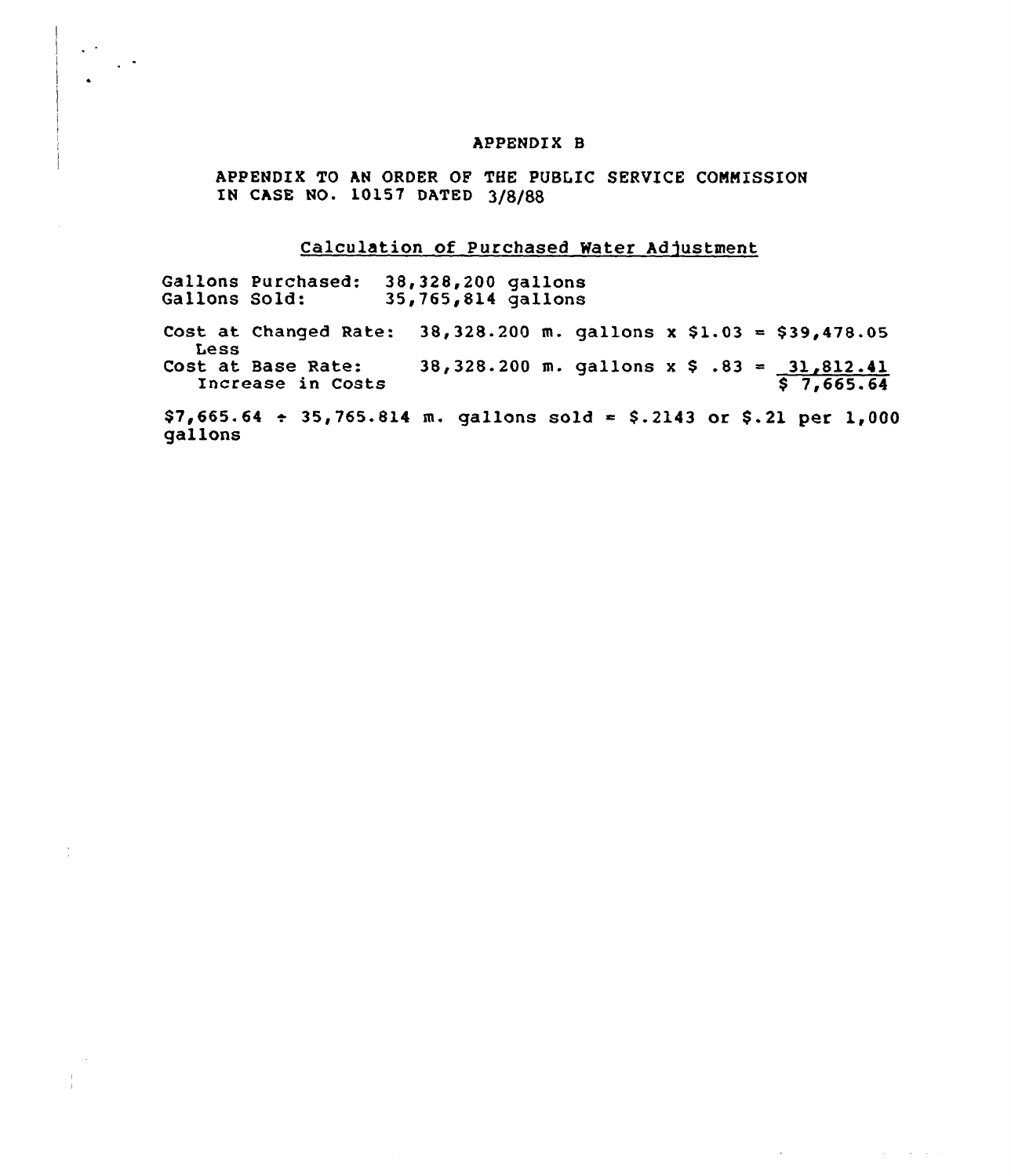## APPENDIX B

APPENDIX TO AN ORDER OF THE PUBLIC SERVICE COMMISSION IN CASE NO. 10157 DATED 3/8/88

### Calculation of Purchased Water Adjustment

Gallons Purchased: 38,328,200 gallons
Gallons Sold: 35,765,814 gallons

| | | |
|---|---|---|
| Cost at Changed Rate: | 38,328.200 m. gallons x $1.03 = | $39,478.05 |
| Less | | |
| Cost at Base Rate: | 38,328.200 m. gallons x $ .83 = | 31,812.41 |
| Increase in Costs | | $ 7,665.64 |

$7,665.64 ÷ 35,765.814 m. gallons sold = $.2143 or $.21 per 1,000 gallons